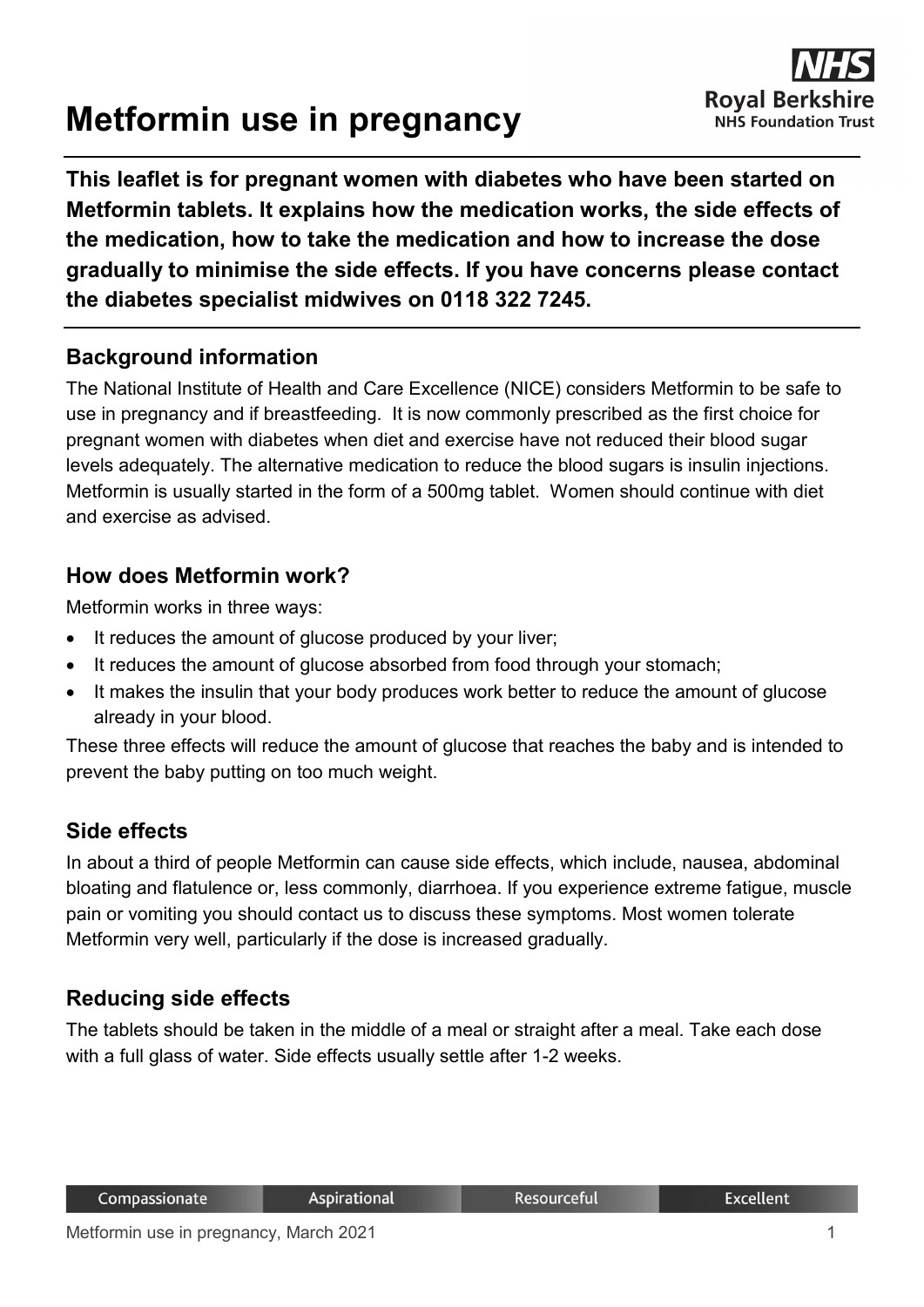# Metformin use in pregnancy

**This leaflet is for pregnant women with diabetes who have been started on Metformin tablets. It explains how the medication works, the side effects of the medication, how to take the medication and how to increase the dose gradually to minimise the side effects. If you have concerns please contact the diabetes specialist midwives on 0118 322 7245.**

## Background information

The National Institute of Health and Care Excellence (NICE) considers Metformin to be safe to use in pregnancy and if breastfeeding. It is now commonly prescribed as the first choice for pregnant women with diabetes when diet and exercise have not reduced their blood sugar levels adequately. The alternative medication to reduce the blood sugars is insulin injections. Metformin is usually started in the form of a 500mg tablet. Women should continue with diet and exercise as advised.

## How does Metformin work?

Metformin works in three ways:

- It reduces the amount of glucose produced by your liver;
- It reduces the amount of glucose absorbed from food through your stomach;
- It makes the insulin that your body produces work better to reduce the amount of glucose already in your blood.

These three effects will reduce the amount of glucose that reaches the baby and is intended to prevent the baby putting on too much weight.

## Side effects

In about a third of people Metformin can cause side effects, which include, nausea, abdominal bloating and flatulence or, less commonly, diarrhoea. If you experience extreme fatigue, muscle pain or vomiting you should contact us to discuss these symptoms. Most women tolerate Metformin very well, particularly if the dose is increased gradually.

## Reducing side effects

The tablets should be taken in the middle of a meal or straight after a meal. Take each dose with a full glass of water. Side effects usually settle after 1-2 weeks.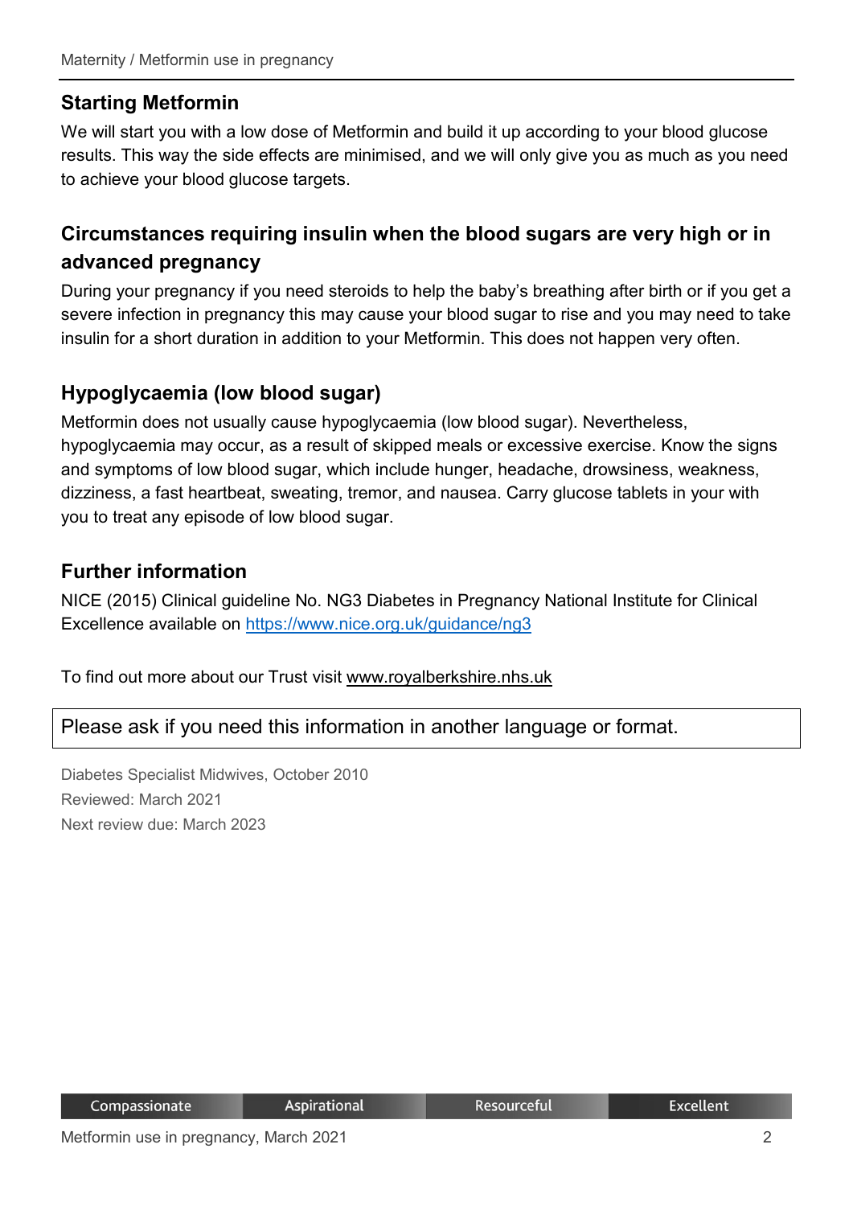## Starting Metformin

We will start you with a low dose of Metformin and build it up according to your blood glucose results. This way the side effects are minimised, and we will only give you as much as you need to achieve your blood glucose targets.

## Circumstances requiring insulin when the blood sugars are very high or in advanced pregnancy

During your pregnancy if you need steroids to help the baby's breathing after birth or if you get a severe infection in pregnancy this may cause your blood sugar to rise and you may need to take insulin for a short duration in addition to your Metformin. This does not happen very often.

## Hypoglycaemia (low blood sugar)

Metformin does not usually cause hypoglycaemia (low blood sugar). Nevertheless, hypoglycaemia may occur, as a result of skipped meals or excessive exercise. Know the signs and symptoms of low blood sugar, which include hunger, headache, drowsiness, weakness, dizziness, a fast heartbeat, sweating, tremor, and nausea. Carry glucose tablets in your with you to treat any episode of low blood sugar.

## Further information

NICE (2015) Clinical guideline No. NG3 Diabetes in Pregnancy National Institute for Clinical Excellence available on https://www.nice.org.uk/guidance/ng3

To find out more about our Trust visit www.royalberkshire.nhs.uk

Please ask if you need this information in another language or format.

Diabetes Specialist Midwives, October 2010
Reviewed: March 2021
Next review due: March 2023

Compassionate | Aspirational | Resourceful | Excellent